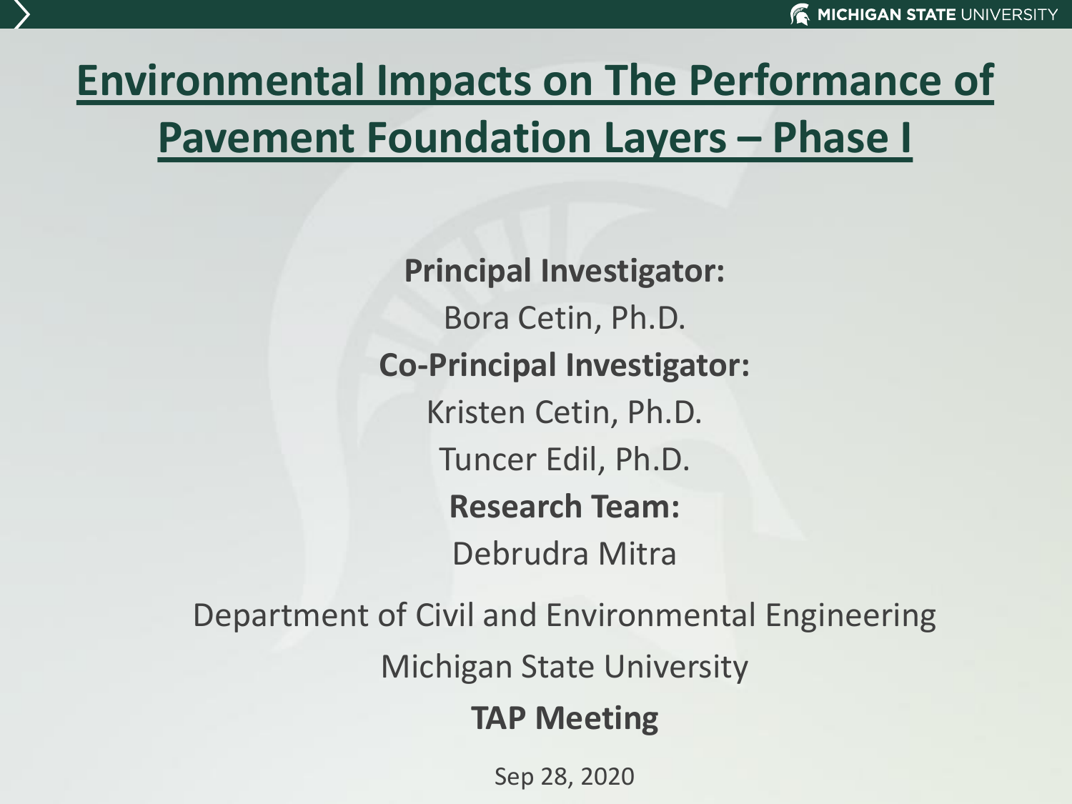# Environmental Impacts on The Performance of Pavement Foundation Layers – Phase I

**Principal Investigator:**

Bora Cetin, Ph.D.

**Co-Principal Investigator:**

Kristen Cetin, Ph.D.

Tuncer Edil, Ph.D.

**Research Team:**

Debrudra Mitra

Department of Civil and Environmental Engineering

Michigan State University

**TAP Meeting**

Sep 28, 2020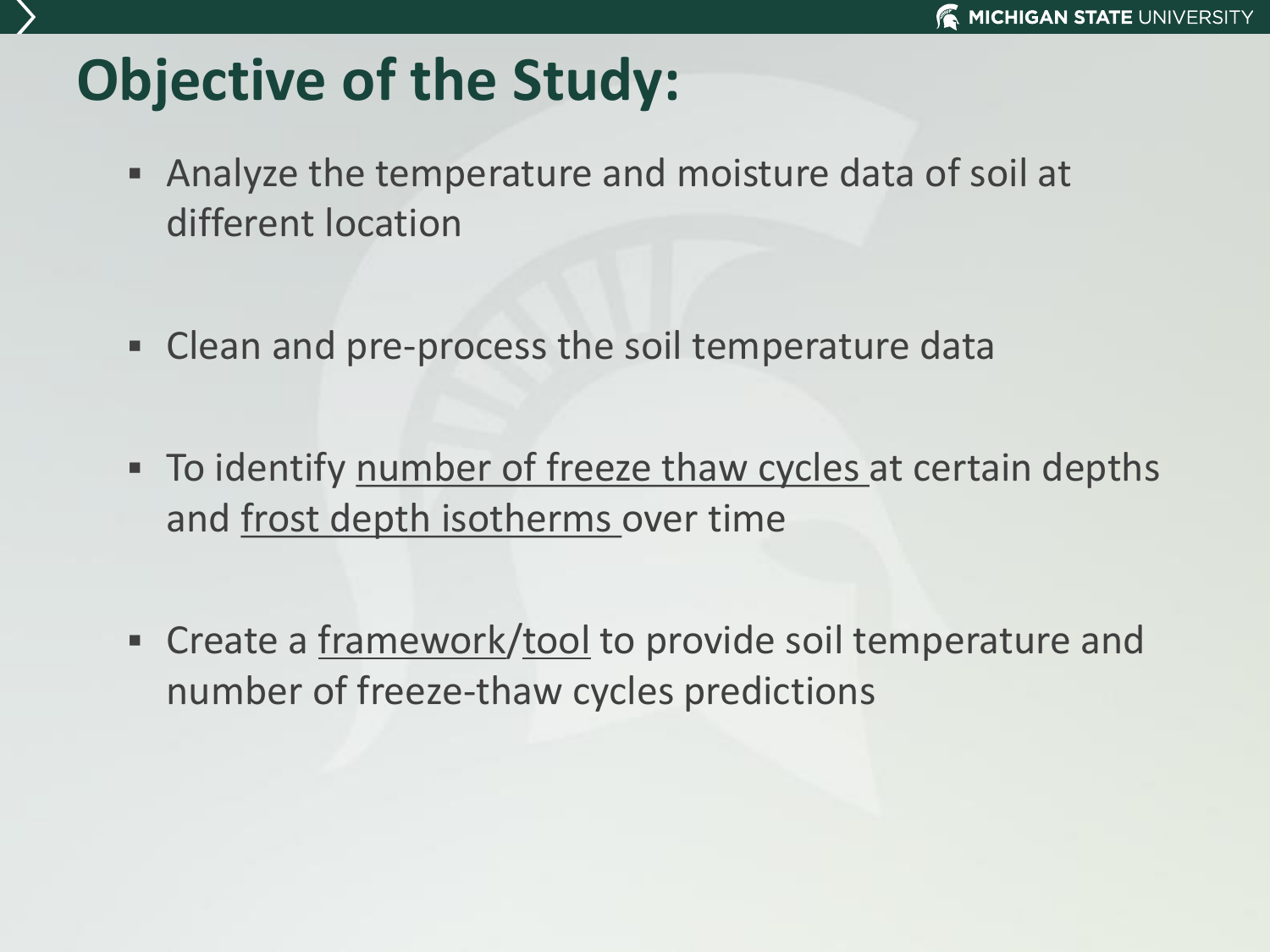# Objective of the Study:

- Analyze the temperature and moisture data of soil at different location
- Clean and pre-process the soil temperature data
- To identify <u>number of freeze thaw cycles</u> at certain depths and <u>frost depth isotherms</u> over time
- Create a <u>framework</u>/<u>tool</u> to provide soil temperature and number of freeze-thaw cycles predictions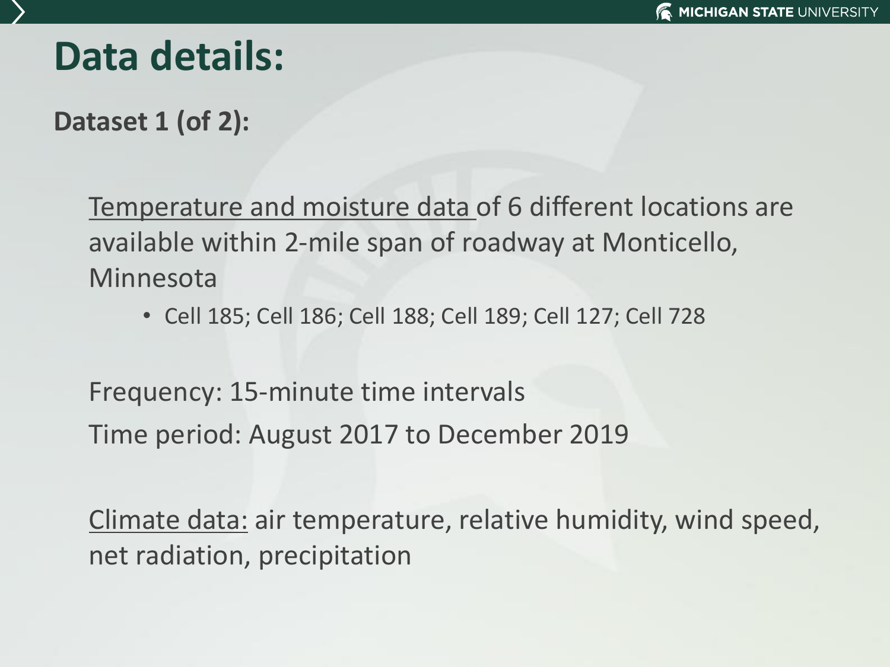# Data details:

**Dataset 1 (of 2):**

Temperature and moisture data of 6 different locations are available within 2-mile span of roadway at Monticello, Minnesota

- Cell 185; Cell 186; Cell 188; Cell 189; Cell 127; Cell 728

Frequency: 15-minute time intervals

Time period: August 2017 to December 2019

Climate data: air temperature, relative humidity, wind speed, net radiation, precipitation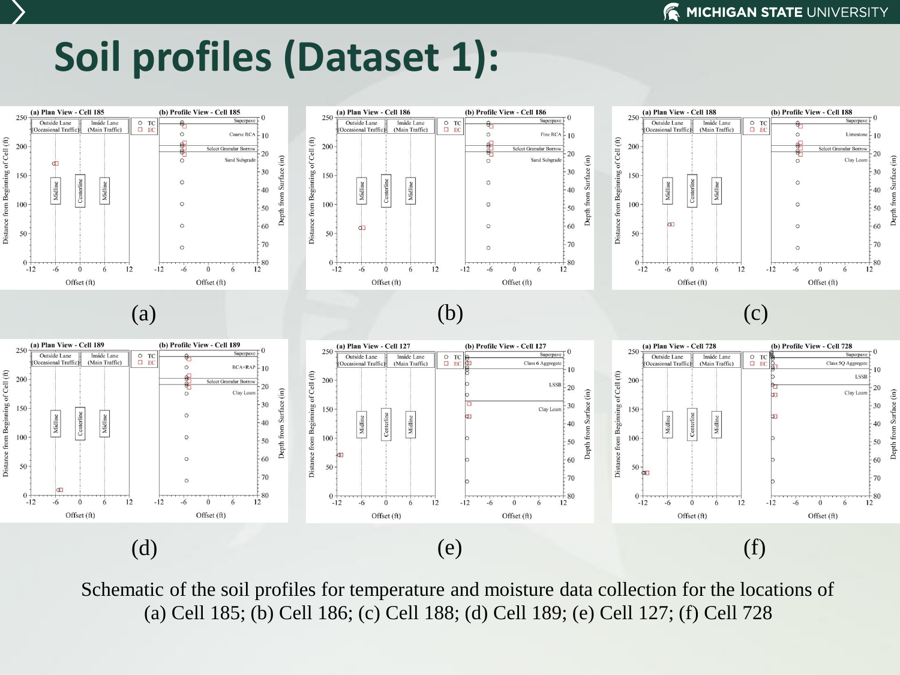# Soil profiles (Dataset 1):

(a) (b) (c)

(d) (e) (f)

Schematic of the soil profiles for temperature and moisture data collection for the locations of (a) Cell 185; (b) Cell 186; (c) Cell 188; (d) Cell 189; (e) Cell 127; (f) Cell 728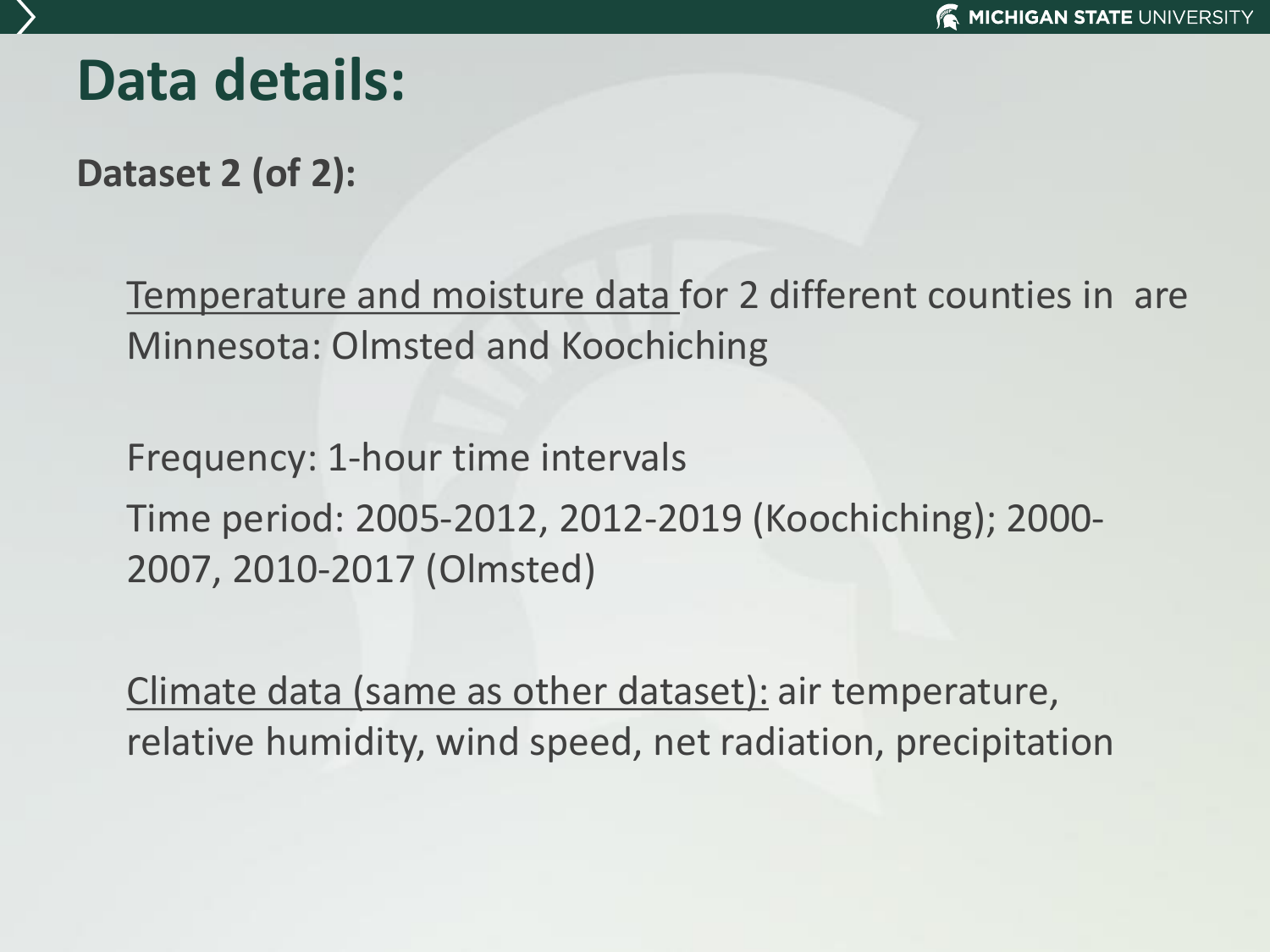# Data details:

**Dataset 2 (of 2):**

Temperature and moisture data for 2 different counties in are Minnesota: Olmsted and Koochiching

Frequency: 1-hour time intervals

Time period: 2005-2012, 2012-2019 (Koochiching); 2000-2007, 2010-2017 (Olmsted)

Climate data (same as other dataset): air temperature, relative humidity, wind speed, net radiation, precipitation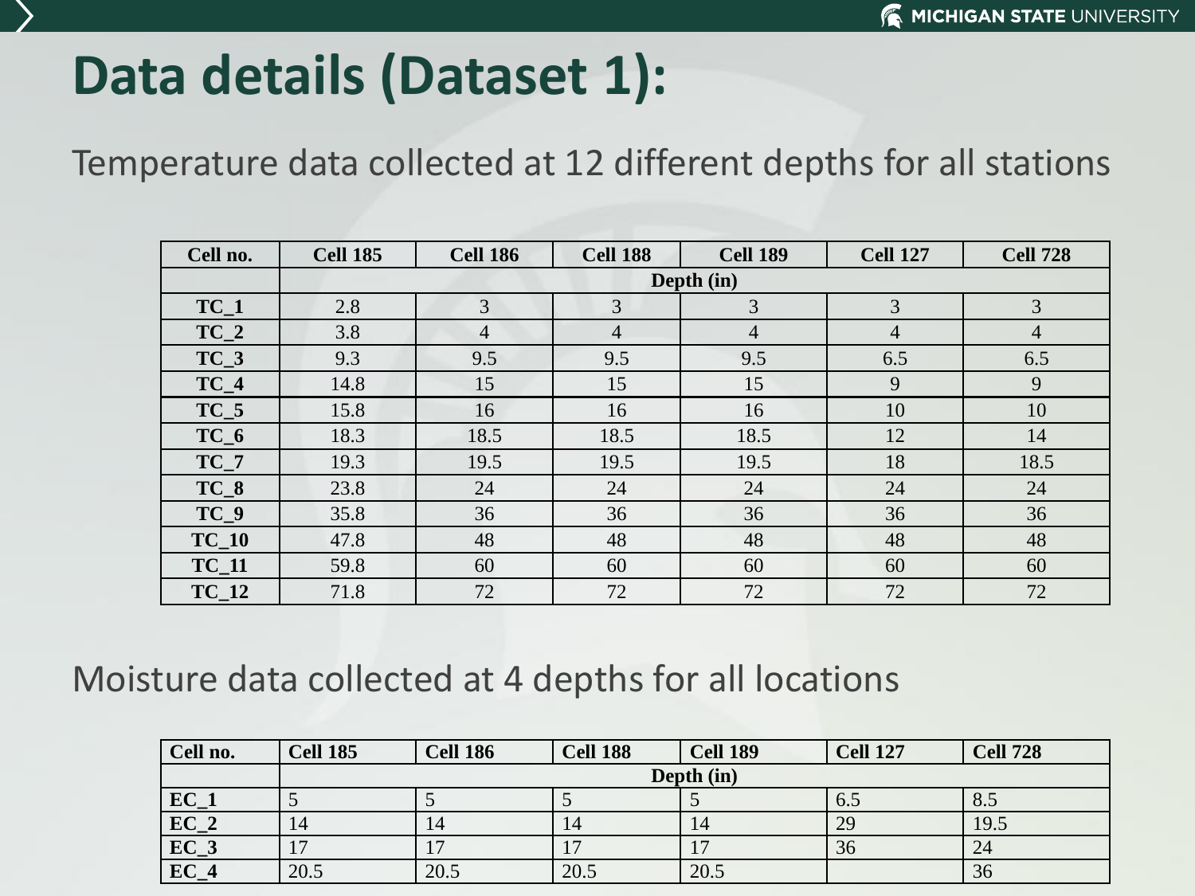# Data details (Dataset 1):

Temperature data collected at 12 different depths for all stations

| Cell no. | Cell 185 | Cell 186 | Cell 188 | Cell 189 | Cell 127 | Cell 728 |
|---|---|---|---|---|---|---|
| | Depth (in) | | | | | |
| TC_1 | 2.8 | 3 | 3 | 3 | 3 | 3 |
| TC_2 | 3.8 | 4 | 4 | 4 | 4 | 4 |
| TC_3 | 9.3 | 9.5 | 9.5 | 9.5 | 6.5 | 6.5 |
| TC_4 | 14.8 | 15 | 15 | 15 | 9 | 9 |
| TC_5 | 15.8 | 16 | 16 | 16 | 10 | 10 |
| TC_6 | 18.3 | 18.5 | 18.5 | 18.5 | 12 | 14 |
| TC_7 | 19.3 | 19.5 | 19.5 | 19.5 | 18 | 18.5 |
| TC_8 | 23.8 | 24 | 24 | 24 | 24 | 24 |
| TC_9 | 35.8 | 36 | 36 | 36 | 36 | 36 |
| TC_10 | 47.8 | 48 | 48 | 48 | 48 | 48 |
| TC_11 | 59.8 | 60 | 60 | 60 | 60 | 60 |
| TC_12 | 71.8 | 72 | 72 | 72 | 72 | 72 |

Moisture data collected at 4 depths for all locations

| Cell no. | Cell 185 | Cell 186 | Cell 188 | Cell 189 | Cell 127 | Cell 728 |
|---|---|---|---|---|---|---|
| | Depth (in) | | | | | |
| EC_1 | 5 | 5 | 5 | 5 | 6.5 | 8.5 |
| EC_2 | 14 | 14 | 14 | 14 | 29 | 19.5 |
| EC_3 | 17 | 17 | 17 | 17 | 36 | 24 |
| EC_4 | 20.5 | 20.5 | 20.5 | 20.5 | | 36 |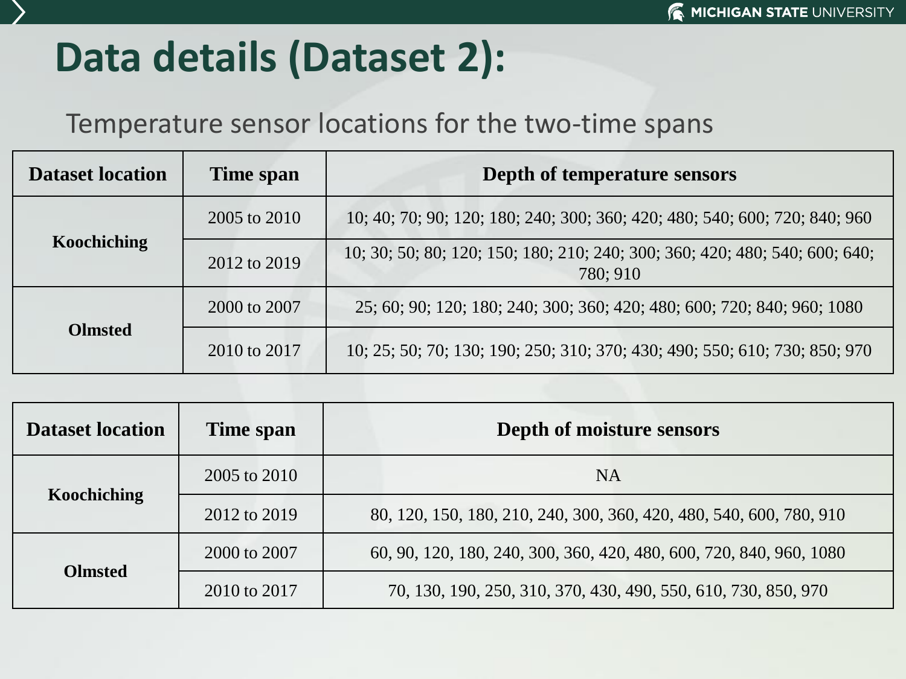# Data details (Dataset 2):

Temperature sensor locations for the two-time spans

| Dataset location | Time span | Depth of temperature sensors |
|---|---|---|
| Koochiching | 2005 to 2010 | 10; 40; 70; 90; 120; 180; 240; 300; 360; 420; 480; 540; 600; 720; 840; 960 |
| | 2012 to 2019 | 10; 30; 50; 80; 120; 150; 180; 210; 240; 300; 360; 420; 480; 540; 600; 640; 780; 910 |
| Olmsted | 2000 to 2007 | 25; 60; 90; 120; 180; 240; 300; 360; 420; 480; 600; 720; 840; 960; 1080 |
| | 2010 to 2017 | 10; 25; 50; 70; 130; 190; 250; 310; 370; 430; 490; 550; 610; 730; 850; 970 |

| Dataset location | Time span | Depth of moisture sensors |
|---|---|---|
| Koochiching | 2005 to 2010 | NA |
| | 2012 to 2019 | 80, 120, 150, 180, 210, 240, 300, 360, 420, 480, 540, 600, 780, 910 |
| Olmsted | 2000 to 2007 | 60, 90, 120, 180, 240, 300, 360, 420, 480, 600, 720, 840, 960, 1080 |
| | 2010 to 2017 | 70, 130, 190, 250, 310, 370, 430, 490, 550, 610, 730, 850, 970 |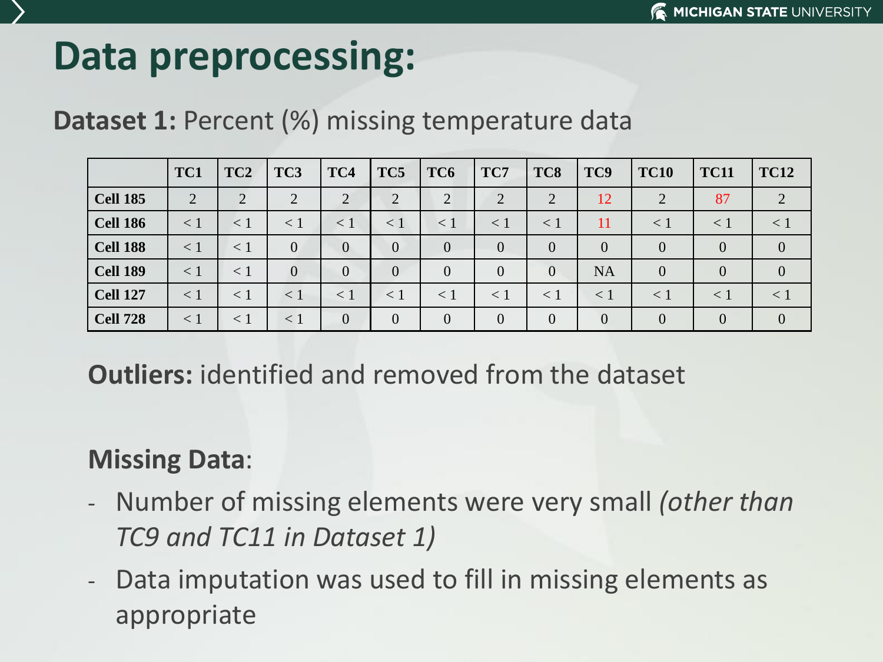# Data preprocessing:

**Dataset 1:** Percent (%) missing temperature data

| | TC1 | TC2 | TC3 | TC4 | TC5 | TC6 | TC7 | TC8 | TC9 | TC10 | TC11 | TC12 |
|---|---|---|---|---|---|---|---|---|---|---|---|---|
| **Cell 185** | 2 | 2 | 2 | 2 | 2 | 2 | 2 | 2 | 12 | 2 | 87 | 2 |
| **Cell 186** | < 1 | < 1 | < 1 | < 1 | < 1 | < 1 | < 1 | < 1 | 11 | < 1 | < 1 | < 1 |
| **Cell 188** | < 1 | < 1 | 0 | 0 | 0 | 0 | 0 | 0 | 0 | 0 | 0 | 0 |
| **Cell 189** | < 1 | < 1 | 0 | 0 | 0 | 0 | 0 | 0 | NA | 0 | 0 | 0 |
| **Cell 127** | < 1 | < 1 | < 1 | < 1 | < 1 | < 1 | < 1 | < 1 | < 1 | < 1 | < 1 | < 1 |
| **Cell 728** | < 1 | < 1 | < 1 | 0 | 0 | 0 | 0 | 0 | 0 | 0 | 0 | 0 |

**Outliers:** identified and removed from the dataset

**Missing Data**:

- Number of missing elements were very small *(other than TC9 and TC11 in Dataset 1)*
- Data imputation was used to fill in missing elements as appropriate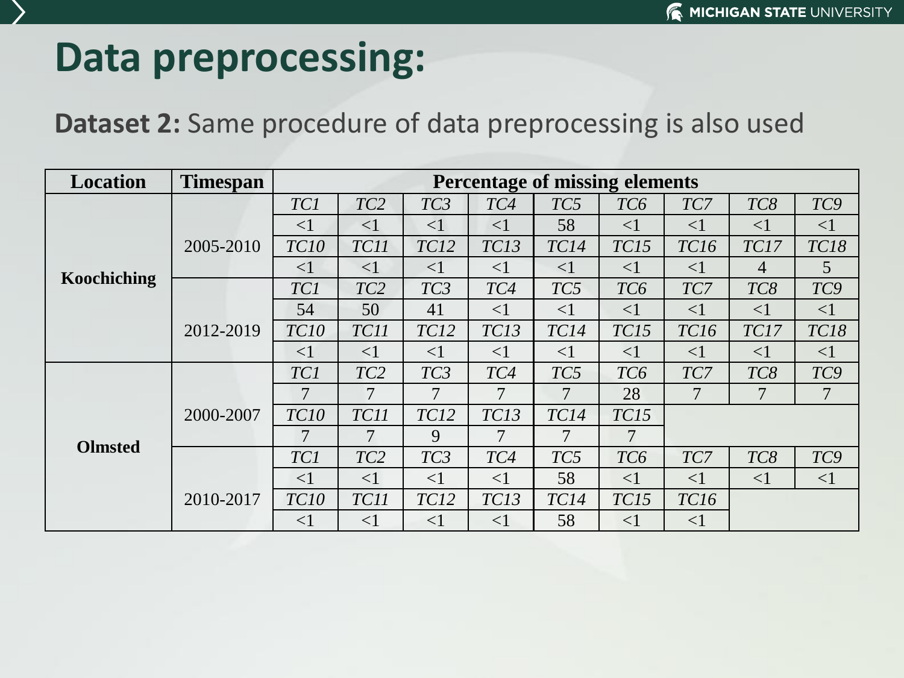# Data preprocessing:

**Dataset 2:** Same procedure of data preprocessing is also used

| Location | Timespan | Percentage of missing elements | | | | | | | | |
|---|---|---|---|---|---|---|---|---|---|---|
| Koochiching | 2005-2010 | *TC1* | *TC2* | *TC3* | *TC4* | *TC5* | *TC6* | *TC7* | *TC8* | *TC9* |
| | | <1 | <1 | <1 | <1 | 58 | <1 | <1 | <1 | <1 |
| | | *TC10* | *TC11* | *TC12* | *TC13* | *TC14* | *TC15* | *TC16* | *TC17* | *TC18* |
| | | <1 | <1 | <1 | <1 | <1 | <1 | <1 | 4 | 5 |
| | 2012-2019 | *TC1* | *TC2* | *TC3* | *TC4* | *TC5* | *TC6* | *TC7* | *TC8* | *TC9* |
| | | 54 | 50 | 41 | <1 | <1 | <1 | <1 | <1 | <1 |
| | | *TC10* | *TC11* | *TC12* | *TC13* | *TC14* | *TC15* | *TC16* | *TC17* | *TC18* |
| | | <1 | <1 | <1 | <1 | <1 | <1 | <1 | <1 | <1 |
| Olmsted | 2000-2007 | *TC1* | *TC2* | *TC3* | *TC4* | *TC5* | *TC6* | *TC7* | *TC8* | *TC9* |
| | | 7 | 7 | 7 | 7 | 7 | 28 | 7 | 7 | 7 |
| | | *TC10* | *TC11* | *TC12* | *TC13* | *TC14* | *TC15* | | | |
| | | 7 | 7 | 9 | 7 | 7 | 7 | | | |
| | 2010-2017 | *TC1* | *TC2* | *TC3* | *TC4* | *TC5* | *TC6* | *TC7* | *TC8* | *TC9* |
| | | <1 | <1 | <1 | <1 | 58 | <1 | <1 | <1 | <1 |
| | | *TC10* | *TC11* | *TC12* | *TC13* | *TC14* | *TC15* | *TC16* | | |
| | | <1 | <1 | <1 | <1 | 58 | <1 | <1 | | |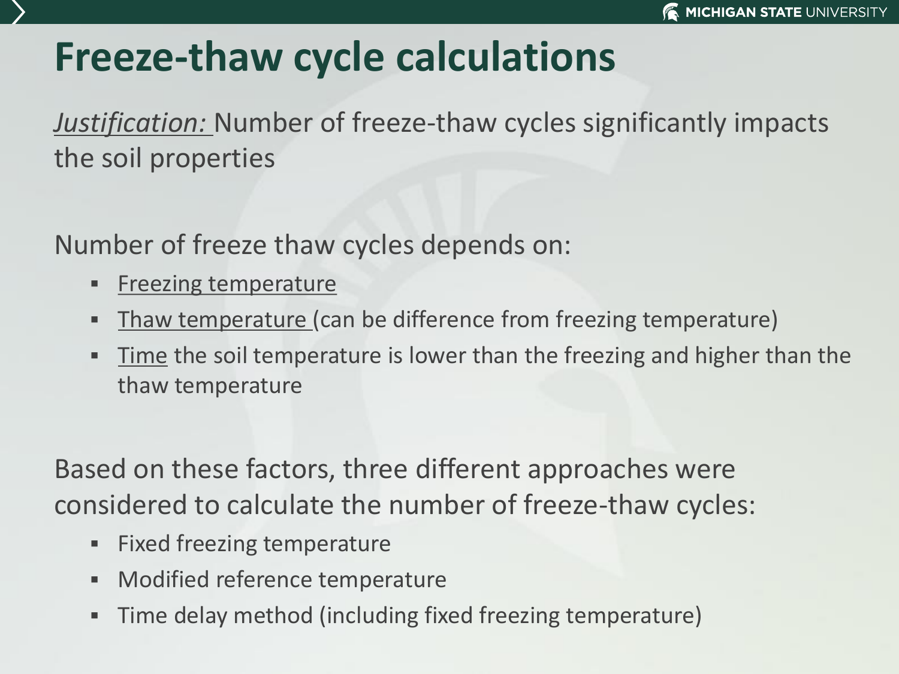# Freeze-thaw cycle calculations

*Justification:* Number of freeze-thaw cycles significantly impacts the soil properties

Number of freeze thaw cycles depends on:

- Freezing temperature
- Thaw temperature (can be difference from freezing temperature)
- Time the soil temperature is lower than the freezing and higher than the thaw temperature

Based on these factors, three different approaches were considered to calculate the number of freeze-thaw cycles:

- Fixed freezing temperature
- Modified reference temperature
- Time delay method (including fixed freezing temperature)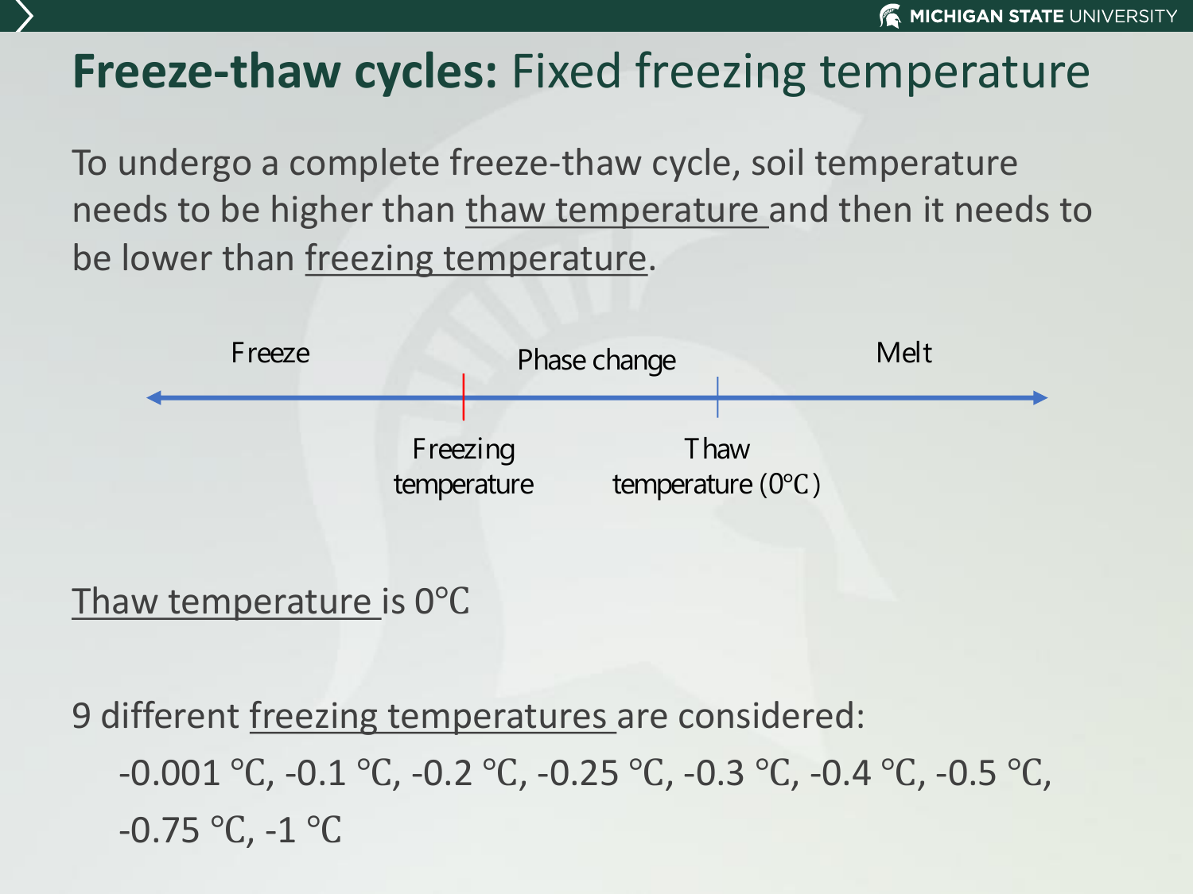# **Freeze-thaw cycles:** Fixed freezing temperature

To undergo a complete freeze-thaw cycle, soil temperature needs to be higher than thaw temperature and then it needs to be lower than freezing temperature.

Freeze — Phase change — Melt

Freezing temperature — Thaw temperature (0°C)

Thaw temperature is 0°C

9 different freezing temperatures are considered:

-0.001 °C, -0.1 °C, -0.2 °C, -0.25 °C, -0.3 °C, -0.4 °C, -0.5 °C, -0.75 °C, -1 °C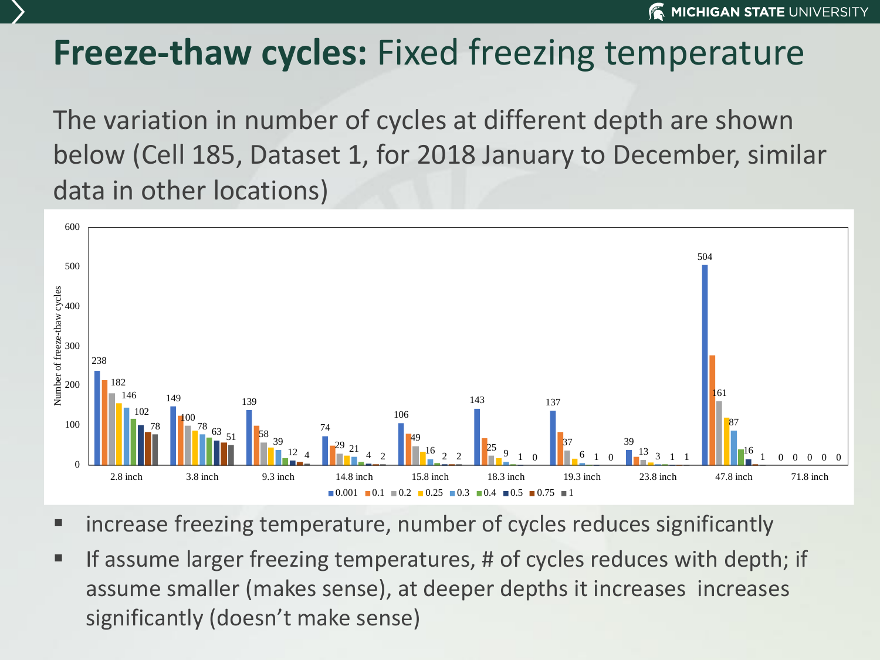# **Freeze-thaw cycles:** Fixed freezing temperature

The variation in number of cycles at different depth are shown below (Cell 185, Dataset 1, for 2018 January to December, similar data in other locations)

- increase freezing temperature, number of cycles reduces significantly
- If assume larger freezing temperatures, # of cycles reduces with depth; if assume smaller (makes sense), at deeper depths it increases increases significantly (doesn't make sense)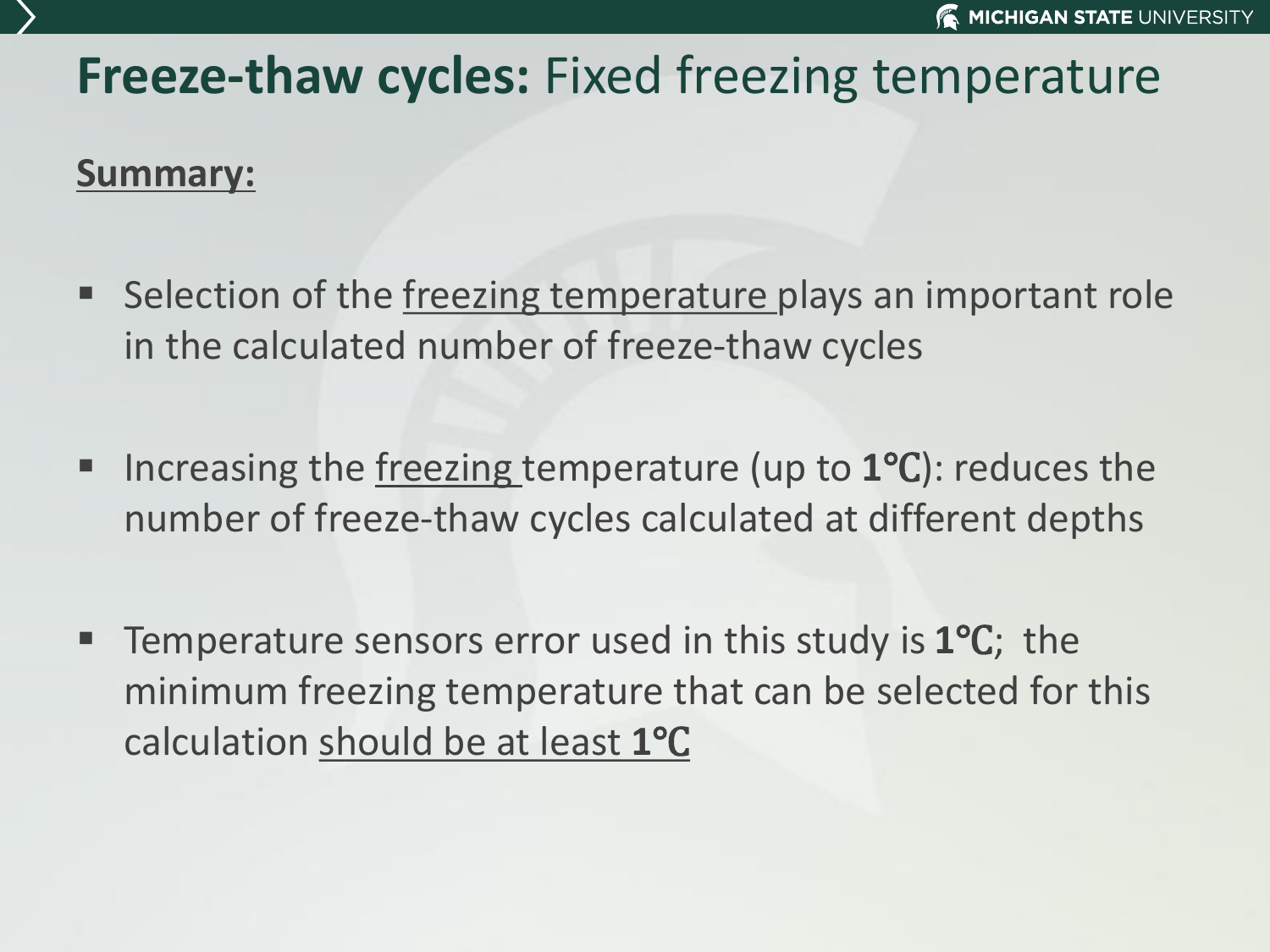# **Freeze-thaw cycles:** Fixed freezing temperature

**Summary:**

- Selection of the freezing temperature plays an important role in the calculated number of freeze-thaw cycles
- Increasing the freezing temperature (up to **1℃**): reduces the number of freeze-thaw cycles calculated at different depths
- Temperature sensors error used in this study is **1℃**; the minimum freezing temperature that can be selected for this calculation should be at least **1℃**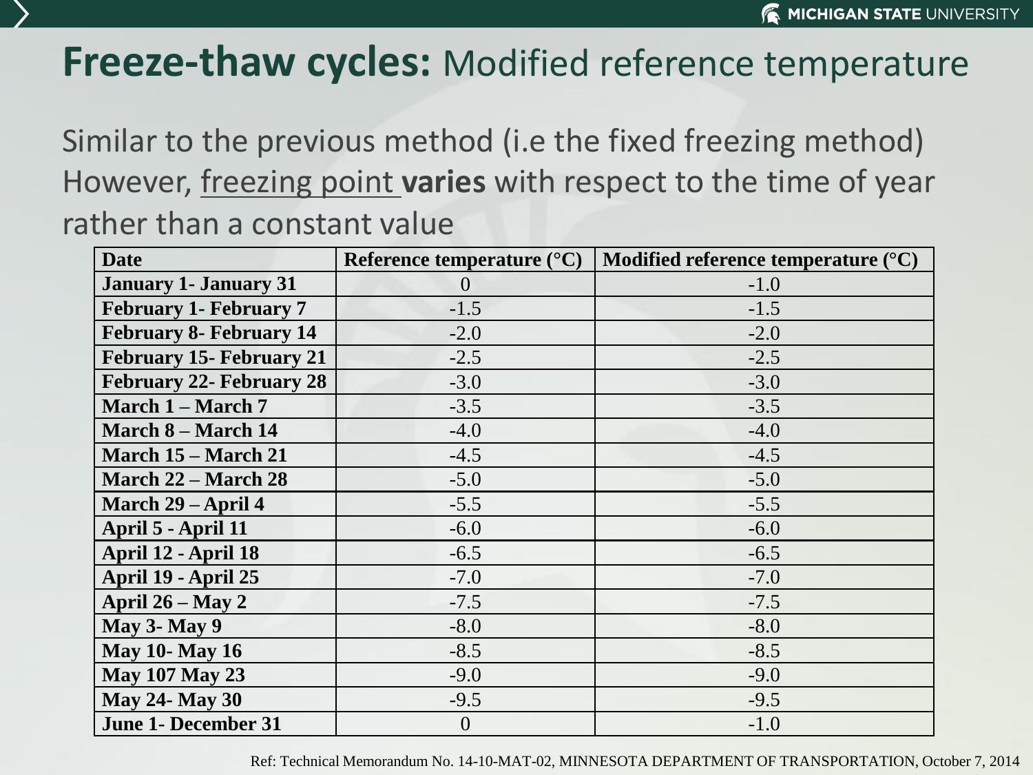# **Freeze-thaw cycles:** Modified reference temperature

Similar to the previous method (i.e the fixed freezing method) However, freezing point **varies** with respect to the time of year rather than a constant value

| Date | Reference temperature (°C) | Modified reference temperature (°C) |
| --- | --- | --- |
| January 1- January 31 | 0 | -1.0 |
| February 1- February 7 | -1.5 | -1.5 |
| February 8- February 14 | -2.0 | -2.0 |
| February 15- February 21 | -2.5 | -2.5 |
| February 22- February 28 | -3.0 | -3.0 |
| March 1 – March 7 | -3.5 | -3.5 |
| March 8 – March 14 | -4.0 | -4.0 |
| March 15 – March 21 | -4.5 | -4.5 |
| March 22 – March 28 | -5.0 | -5.0 |
| March 29 – April 4 | -5.5 | -5.5 |
| April 5 - April 11 | -6.0 | -6.0 |
| April 12 - April 18 | -6.5 | -6.5 |
| April 19 - April 25 | -7.0 | -7.0 |
| April 26 – May 2 | -7.5 | -7.5 |
| May 3- May 9 | -8.0 | -8.0 |
| May 10- May 16 | -8.5 | -8.5 |
| May 107 May 23 | -9.0 | -9.0 |
| May 24- May 30 | -9.5 | -9.5 |
| June 1- December 31 | 0 | -1.0 |

Ref: Technical Memorandum No. 14-10-MAT-02, MINNESOTA DEPARTMENT OF TRANSPORTATION, October 7, 2014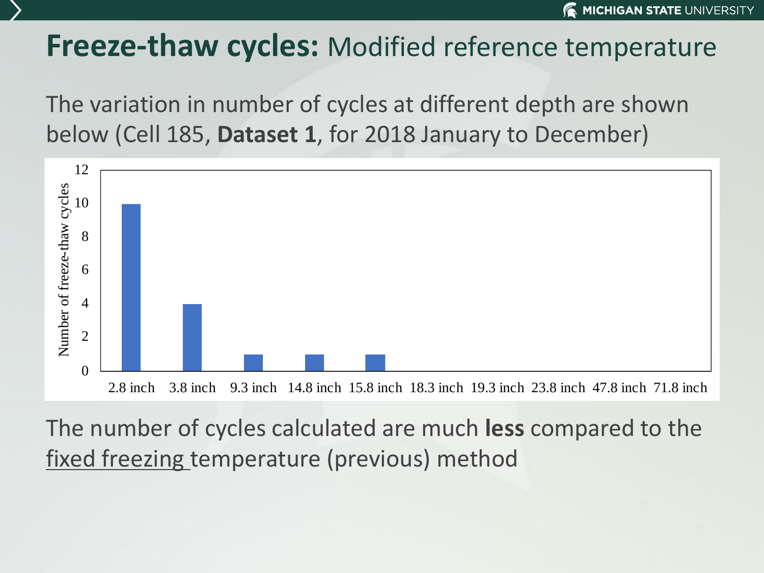# **Freeze-thaw cycles:** Modified reference temperature

The variation in number of cycles at different depth are shown below (Cell 185, **Dataset 1**, for 2018 January to December)

| Depth | Number of freeze-thaw cycles |
|---|---|
| 2.8 inch | 10 |
| 3.8 inch | 4 |
| 9.3 inch | 1 |
| 14.8 inch | 1 |
| 15.8 inch | 1 |
| 18.3 inch | 0 |
| 19.3 inch | 0 |
| 23.8 inch | 0 |
| 47.8 inch | 0 |
| 71.8 inch | 0 |

The number of cycles calculated are much **less** compared to the fixed freezing temperature (previous) method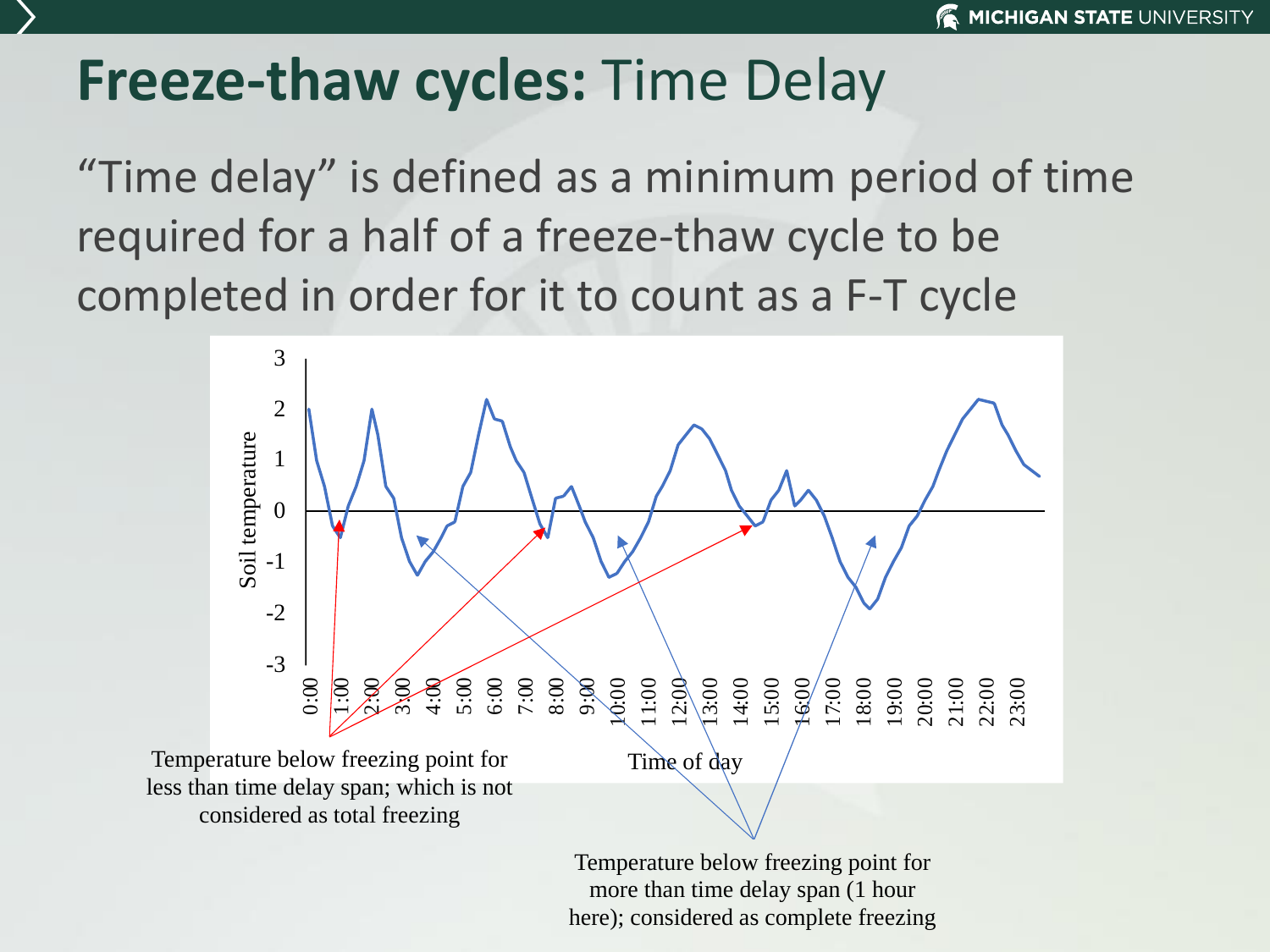# Freeze-thaw cycles: Time Delay

"Time delay" is defined as a minimum period of time required for a half of a freeze-thaw cycle to be completed in order for it to count as a F-T cycle

Soil temperature

Time of day

Temperature below freezing point for less than time delay span; which is not considered as total freezing

Temperature below freezing point for more than time delay span (1 hour here); considered as complete freezing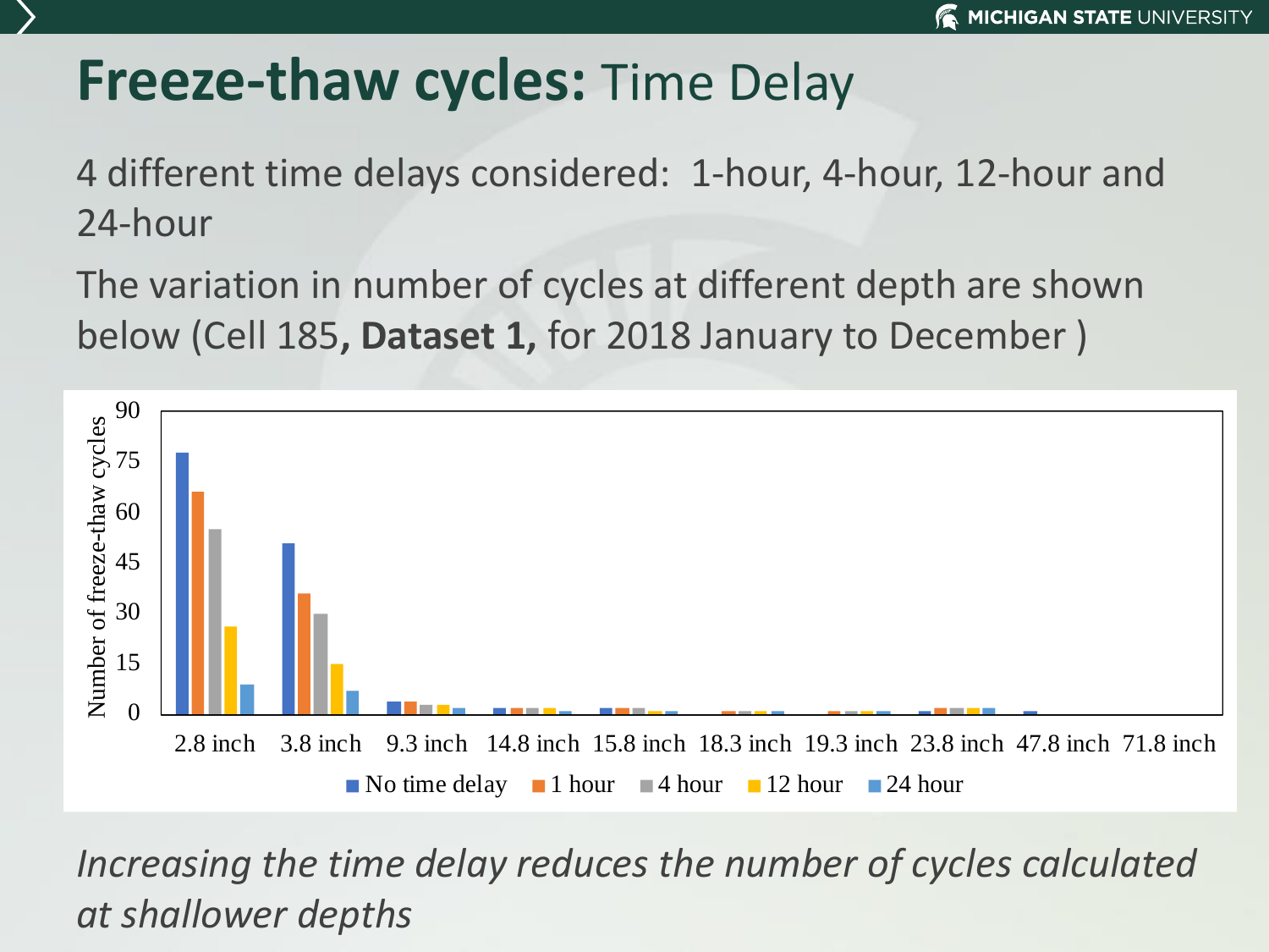# **Freeze-thaw cycles:** Time Delay

4 different time delays considered: 1-hour, 4-hour, 12-hour and 24-hour

The variation in number of cycles at different depth are shown below (Cell 185, **Dataset 1,** for 2018 January to December )

Number of freeze-thaw cycles

90
75
60
45
30
15
0

2.8 inch 3.8 inch 9.3 inch 14.8 inch 15.8 inch 18.3 inch 19.3 inch 23.8 inch 47.8 inch 71.8 inch

No time delay | 1 hour | 4 hour | 12 hour | 24 hour

*Increasing the time delay reduces the number of cycles calculated at shallower depths*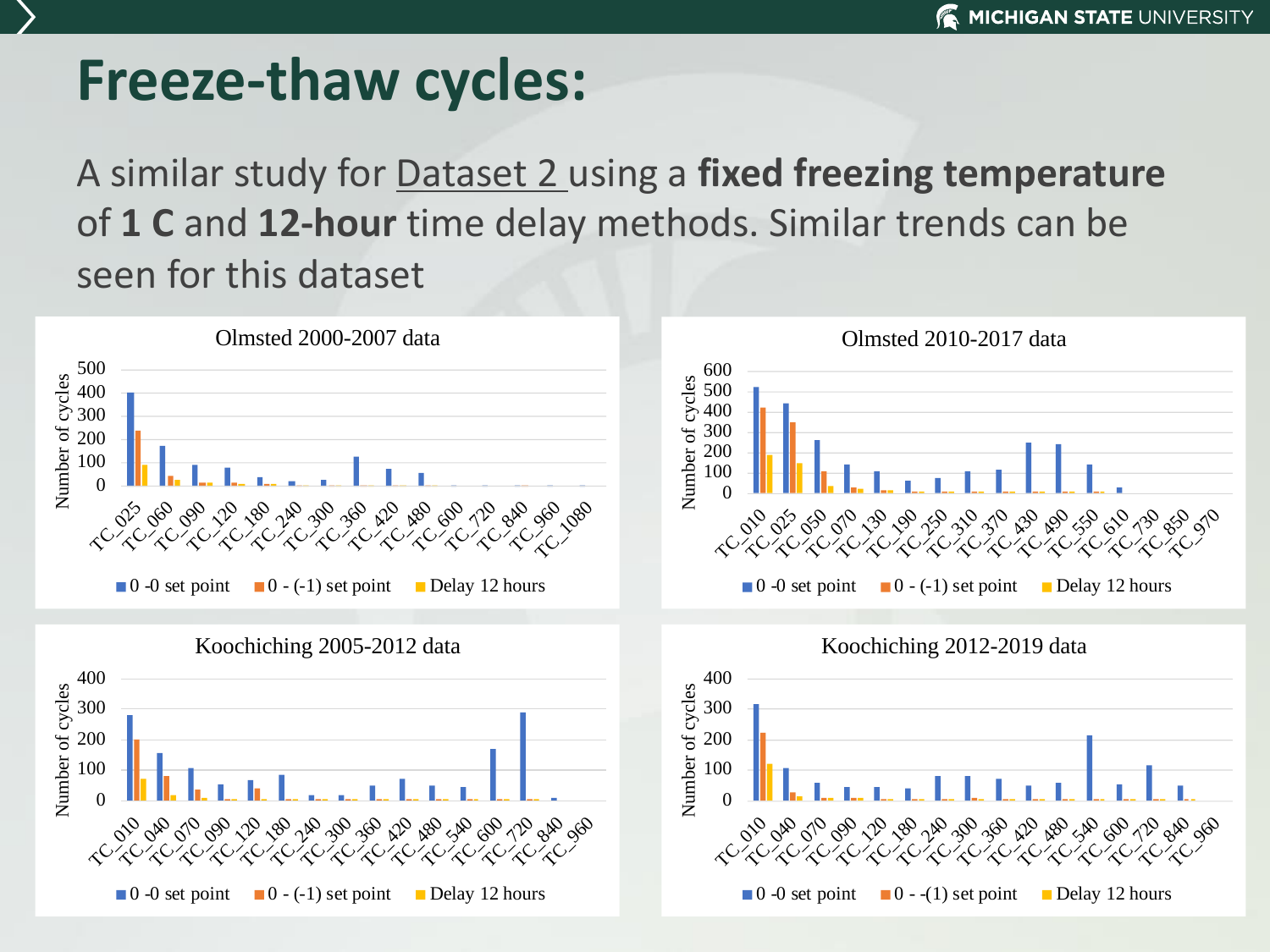# Freeze-thaw cycles:

A similar study for Dataset 2 using a **fixed freezing temperature** of **1 C** and **12-hour** time delay methods. Similar trends can be seen for this dataset

Olmsted 2000-2007 data

Number of cycles

TC_025, TC_060, TC_090, TC_120, TC_180, TC_240, TC_300, TC_360, TC_420, TC_480, TC_600, TC_720, TC_840, TC_960, TC_1080

0 -0 set point | 0 - (-1) set point | Delay 12 hours

Olmsted 2010-2017 data

Number of cycles

TC_010, TC_025, TC_050, TC_070, TC_130, TC_190, TC_250, TC_310, TC_370, TC_430, TC_490, TC_550, TC_610, TC_730, TC_850, TC_970

0 -0 set point | 0 - (-1) set point | Delay 12 hours

Koochiching 2005-2012 data

Number of cycles

TC_010, TC_040, TC_070, TC_090, TC_120, TC_180, TC_240, TC_300, TC_360, TC_420, TC_480, TC_540, TC_600, TC_720, TC_840, TC_960

0 -0 set point | 0 - (-1) set point | Delay 12 hours

Koochiching 2012-2019 data

Number of cycles

TC_010, TC_040, TC_070, TC_090, TC_120, TC_180, TC_240, TC_300, TC_360, TC_420, TC_480, TC_540, TC_600, TC_720, TC_840, TC_960

0 -0 set point | 0 - -(1) set point | Delay 12 hours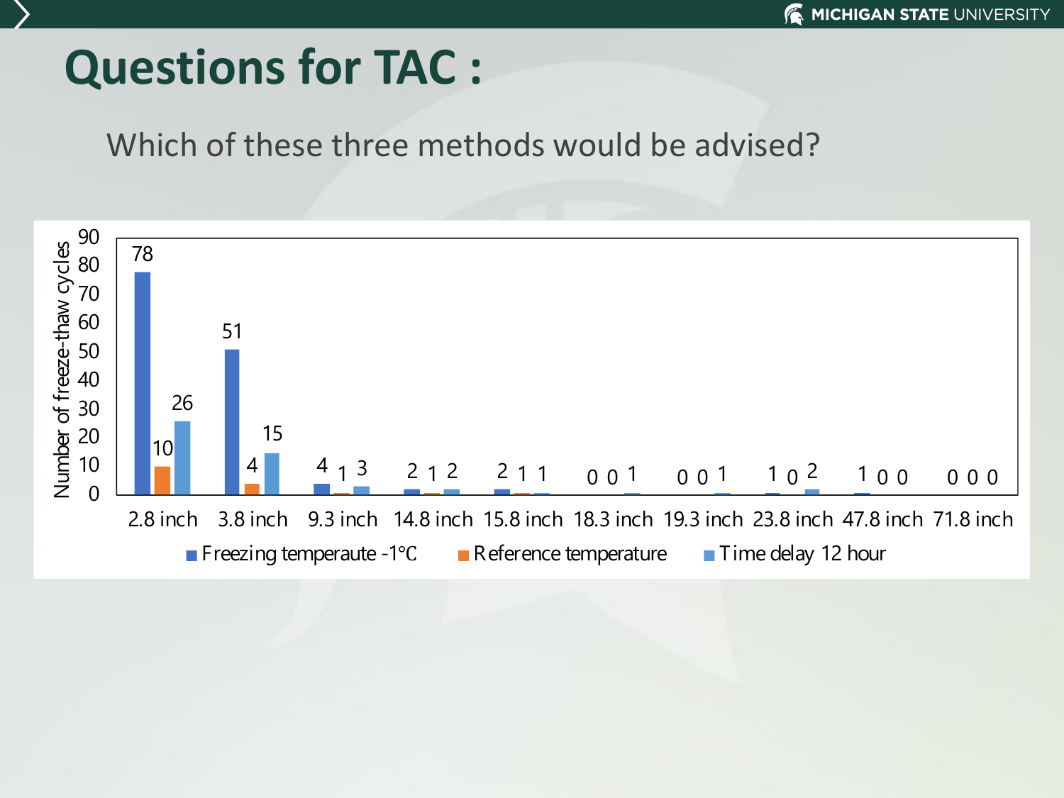# Questions for TAC :

Which of these three methods would be advised?

| Depth | Freezing temperaute -1°C | Reference temperature | Time delay 12 hour |
|---|---|---|---|
| 2.8 inch | 78 | 10 | 26 |
| 3.8 inch | 51 | 4 | 15 |
| 9.3 inch | 4 | 1 | 3 |
| 14.8 inch | 2 | 1 | 2 |
| 15.8 inch | 2 | 1 | 1 |
| 18.3 inch | 0 | 0 | 1 |
| 19.3 inch | 0 | 0 | 1 |
| 23.8 inch | 1 | 0 | 2 |
| 47.8 inch | 1 | 0 | 0 |
| 71.8 inch | 0 | 0 | 0 |

Number of freeze-thaw cycles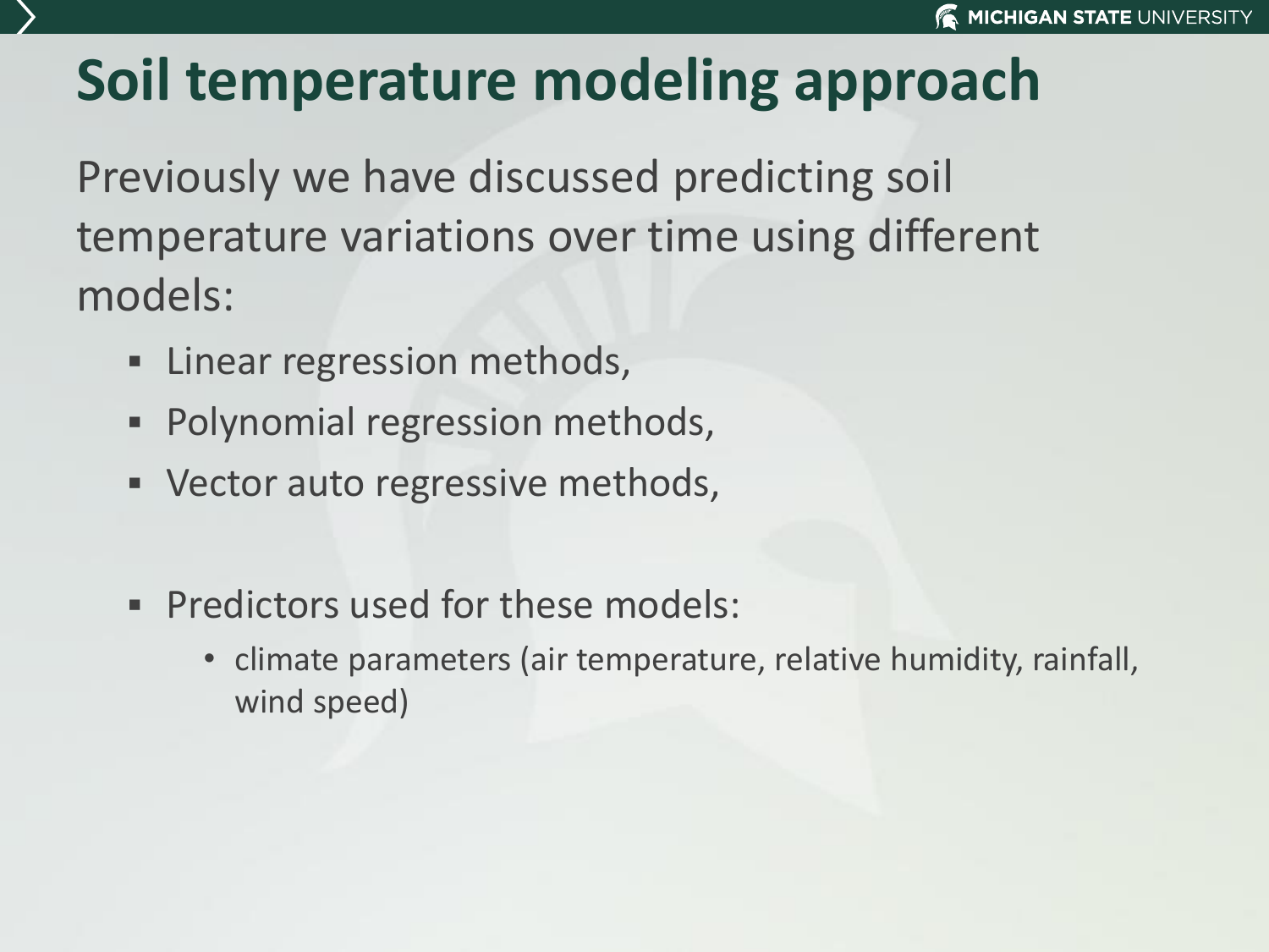# Soil temperature modeling approach

Previously we have discussed predicting soil temperature variations over time using different models:

- Linear regression methods,
- Polynomial regression methods,
- Vector auto regressive methods,

- Predictors used for these models:
  - climate parameters (air temperature, relative humidity, rainfall, wind speed)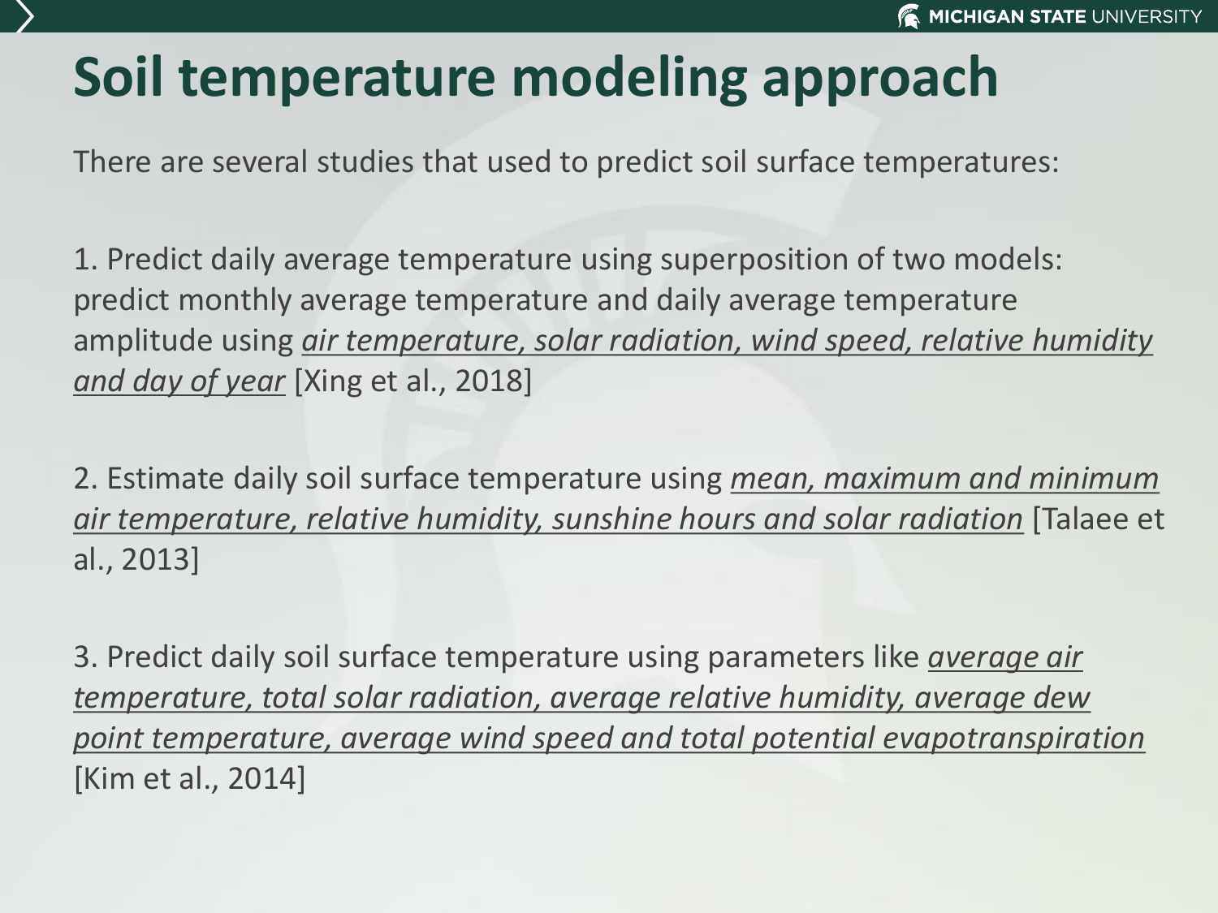# Soil temperature modeling approach

There are several studies that used to predict soil surface temperatures:

1. Predict daily average temperature using superposition of two models: predict monthly average temperature and daily average temperature amplitude using <u>*air temperature, solar radiation, wind speed, relative humidity and day of year*</u> [Xing et al., 2018]

2. Estimate daily soil surface temperature using <u>*mean, maximum and minimum air temperature, relative humidity, sunshine hours and solar radiation*</u> [Talaee et al., 2013]

3. Predict daily soil surface temperature using parameters like <u>*average air temperature, total solar radiation, average relative humidity, average dew point temperature, average wind speed and total potential evapotranspiration*</u> [Kim et al., 2014]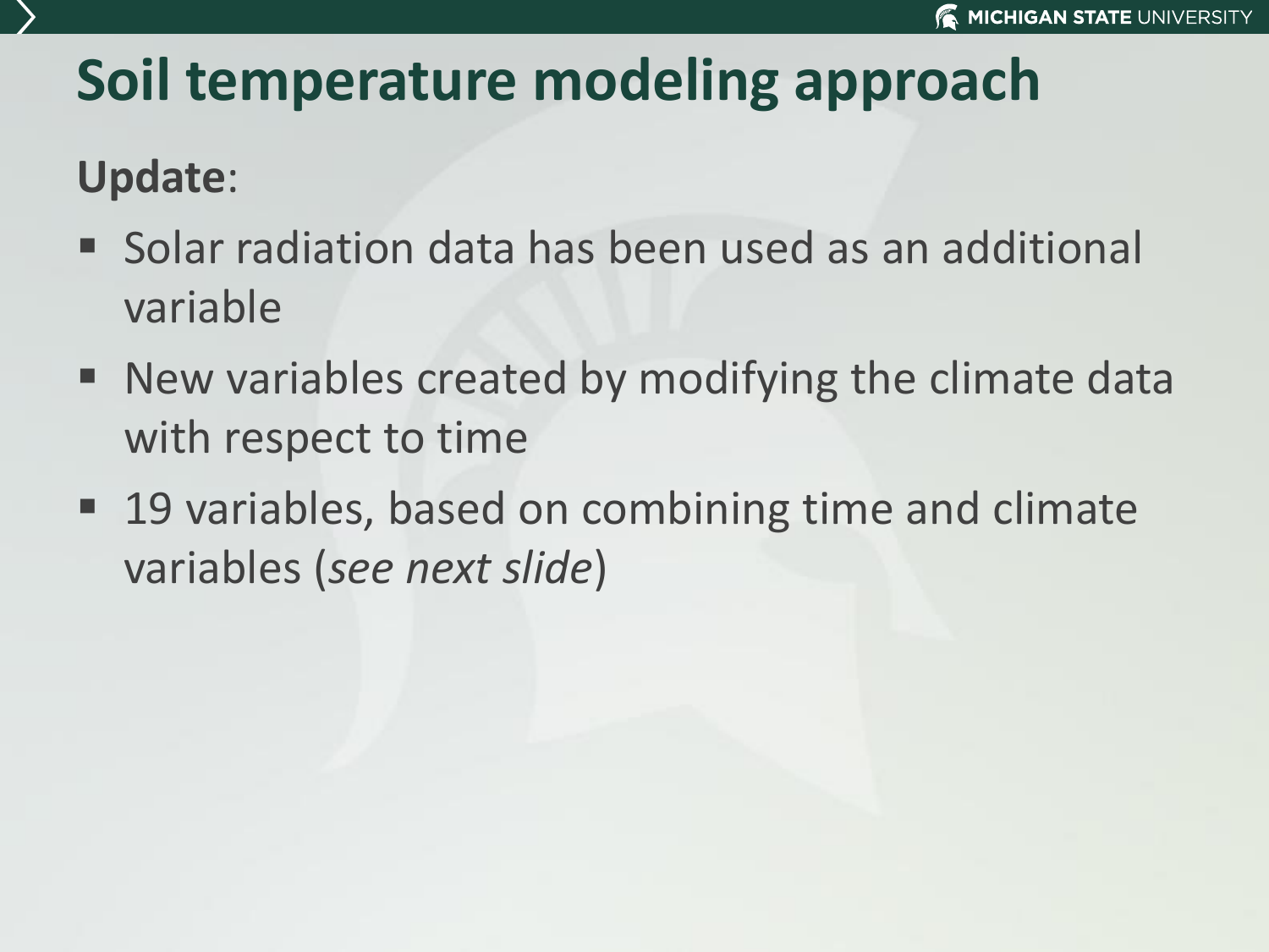# Soil temperature modeling approach

**Update**:

- Solar radiation data has been used as an additional variable
- New variables created by modifying the climate data with respect to time
- 19 variables, based on combining time and climate variables (*see next slide*)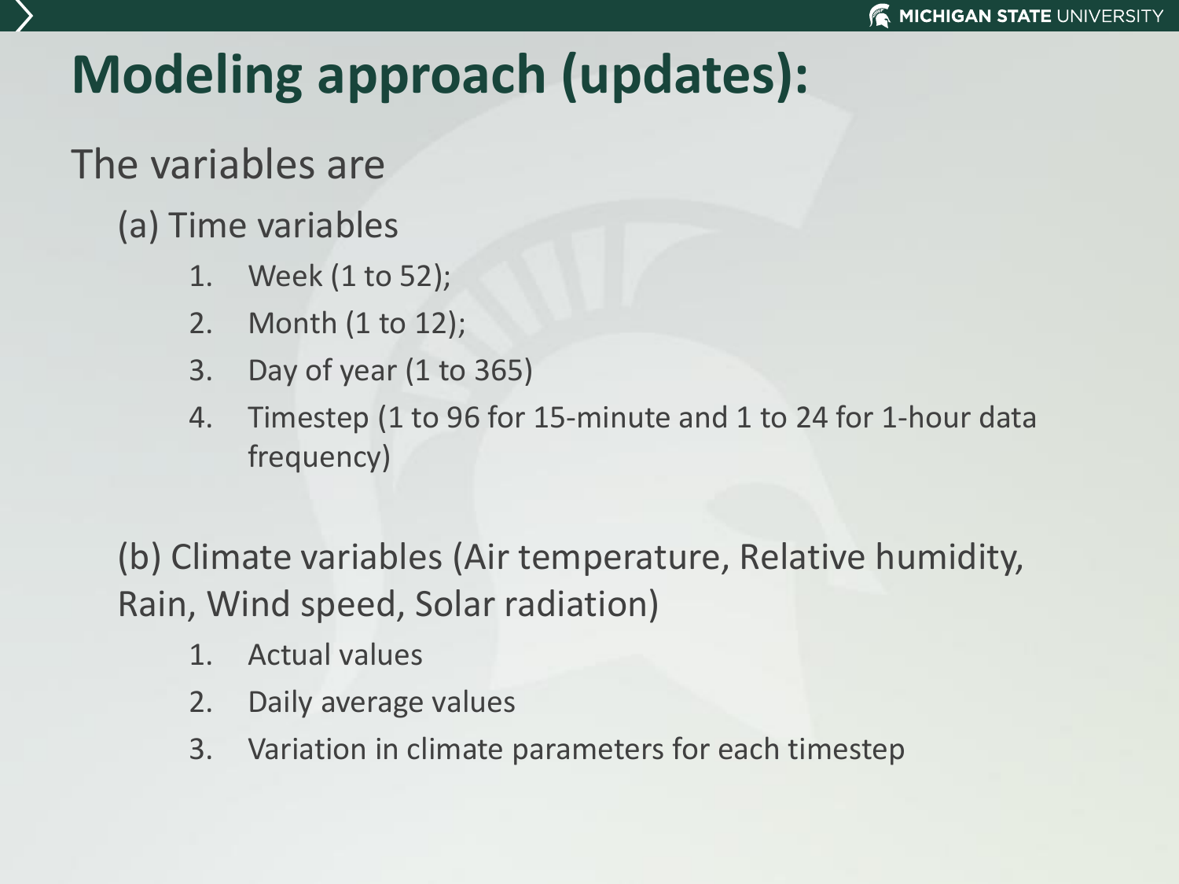# Modeling approach (updates):

The variables are

(a) Time variables

1. Week (1 to 52);
2. Month (1 to 12);
3. Day of year (1 to 365)
4. Timestep (1 to 96 for 15-minute and 1 to 24 for 1-hour data frequency)

(b) Climate variables (Air temperature, Relative humidity, Rain, Wind speed, Solar radiation)

1. Actual values
2. Daily average values
3. Variation in climate parameters for each timestep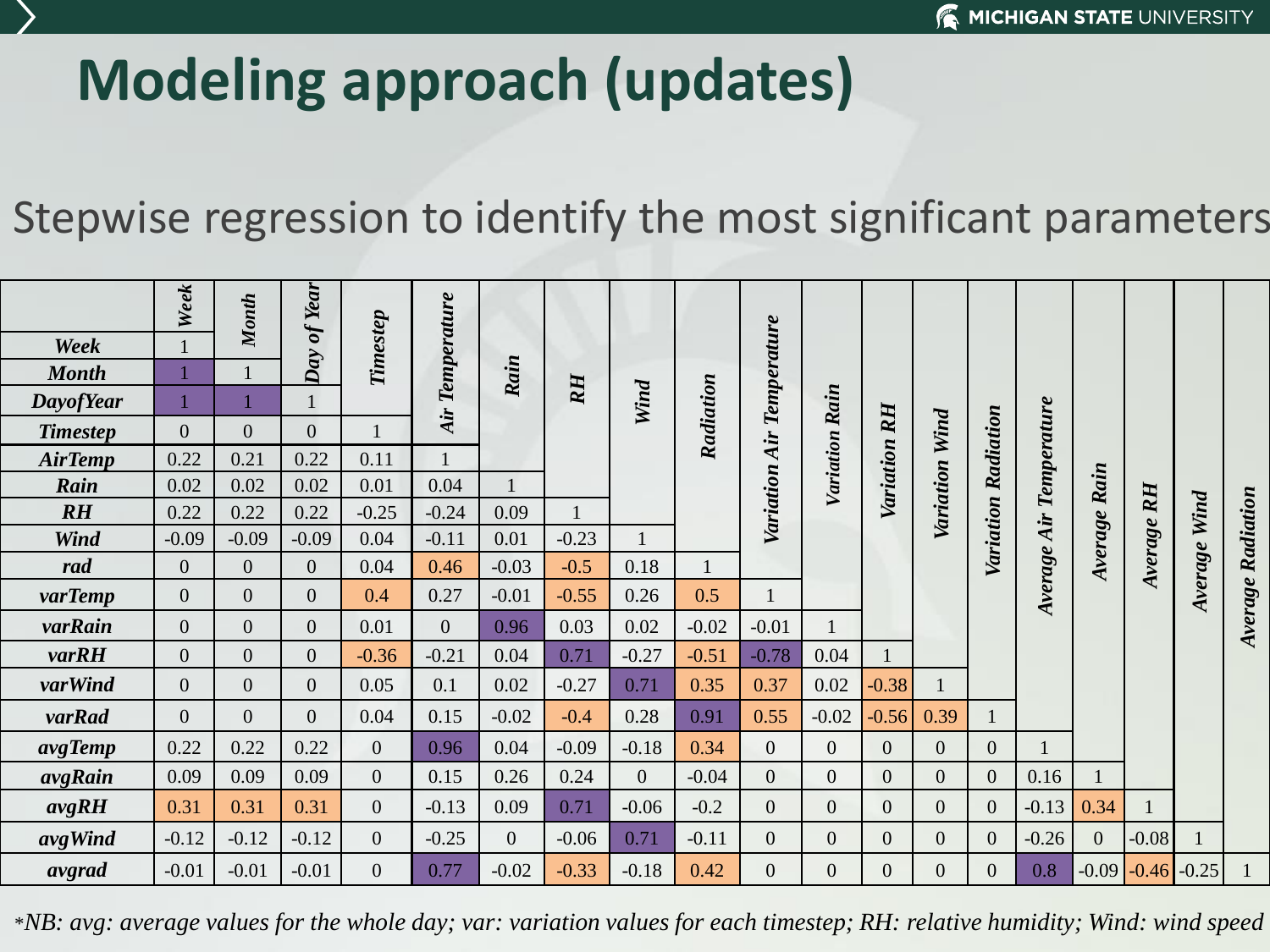# Modeling approach (updates)

Stepwise regression to identify the most significant parameters

| | Week | Month | Day of Year | Timestep | Air Temperature | Rain | RH | Wind | Radiation | Variation Air Temperature | Variation Rain | Variation RH | Variation Wind | Variation Radiation | Average Air Temperature | Average Rain | Average RH | Average Wind | Average Radiation |
|---|---|---|---|---|---|---|---|---|---|---|---|---|---|---|---|---|---|---|---|
| **Week** | 1 | | | | | | | | | | | | | | | | | | |
| **Month** | 1 | 1 | | | | | | | | | | | | | | | | | |
| **DayofYear** | 1 | 1 | 1 | | | | | | | | | | | | | | | | |
| **Timestep** | 0 | 0 | 0 | 1 | | | | | | | | | | | | | | | |
| **AirTemp** | 0.22 | 0.21 | 0.22 | 0.11 | 1 | | | | | | | | | | | | | | |
| **Rain** | 0.02 | 0.02 | 0.02 | 0.01 | 0.04 | 1 | | | | | | | | | | | | | |
| **RH** | 0.22 | 0.22 | 0.22 | -0.25 | -0.24 | 0.09 | 1 | | | | | | | | | | | | |
| **Wind** | -0.09 | -0.09 | -0.09 | 0.04 | -0.11 | 0.01 | -0.23 | 1 | | | | | | | | | | | |
| **rad** | 0 | 0 | 0 | 0.04 | 0.46 | -0.03 | -0.5 | 0.18 | 1 | | | | | | | | | | |
| **varTemp** | 0 | 0 | 0 | 0.4 | 0.27 | -0.01 | -0.55 | 0.26 | 0.5 | 1 | | | | | | | | | |
| **varRain** | 0 | 0 | 0 | 0.01 | 0 | 0.96 | 0.03 | 0.02 | -0.02 | -0.01 | 1 | | | | | | | | |
| **varRH** | 0 | 0 | 0 | -0.36 | -0.21 | 0.04 | 0.71 | -0.27 | -0.51 | -0.78 | 0.04 | 1 | | | | | | | |
| **varWind** | 0 | 0 | 0 | 0.05 | 0.1 | 0.02 | -0.27 | 0.71 | 0.35 | 0.37 | 0.02 | -0.38 | 1 | | | | | | |
| **varRad** | 0 | 0 | 0 | 0.04 | 0.15 | -0.02 | -0.4 | 0.28 | 0.91 | 0.55 | -0.02 | -0.56 | 0.39 | 1 | | | | | |
| **avgTemp** | 0.22 | 0.22 | 0.22 | 0 | 0.96 | 0.04 | -0.09 | -0.18 | 0.34 | 0 | 0 | 0 | 0 | 0 | 1 | | | | |
| **avgRain** | 0.09 | 0.09 | 0.09 | 0 | 0.15 | 0.26 | 0.24 | 0 | -0.04 | 0 | 0 | 0 | 0 | 0 | 0.16 | 1 | | | |
| **avgRH** | 0.31 | 0.31 | 0.31 | 0 | -0.13 | 0.09 | 0.71 | -0.06 | -0.2 | 0 | 0 | 0 | 0 | 0 | -0.13 | 0.34 | 1 | | |
| **avgWind** | -0.12 | -0.12 | -0.12 | 0 | -0.25 | 0 | -0.06 | 0.71 | -0.11 | 0 | 0 | 0 | 0 | 0 | -0.26 | 0 | -0.08 | 1 | |
| **avgrad** | -0.01 | -0.01 | -0.01 | 0 | 0.77 | -0.02 | -0.33 | -0.18 | 0.42 | 0 | 0 | 0 | 0 | 0 | 0.8 | -0.09 | -0.46 | -0.25 | 1 |

*\*NB: avg: average values for the whole day; var: variation values for each timestep; RH: relative humidity; Wind: wind speed*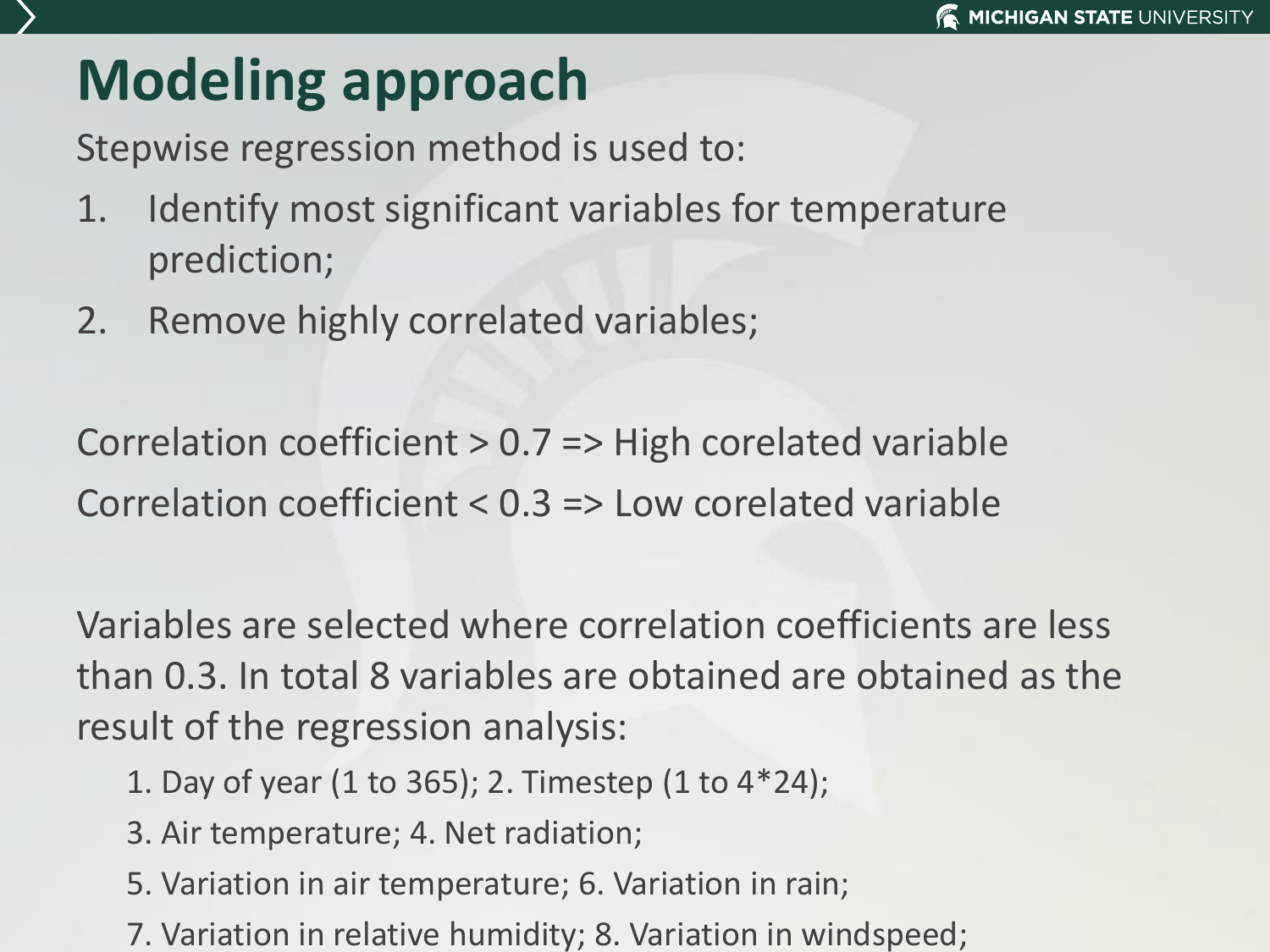# Modeling approach

Stepwise regression method is used to:

1. Identify most significant variables for temperature prediction;
2. Remove highly correlated variables;

Correlation coefficient > 0.7 => High corelated variable

Correlation coefficient < 0.3 => Low corelated variable

Variables are selected where correlation coefficients are less than 0.3. In total 8 variables are obtained are obtained as the result of the regression analysis:

1. Day of year (1 to 365); 2. Timestep (1 to 4*24);

3. Air temperature; 4. Net radiation;

5. Variation in air temperature; 6. Variation in rain;

7. Variation in relative humidity; 8. Variation in windspeed;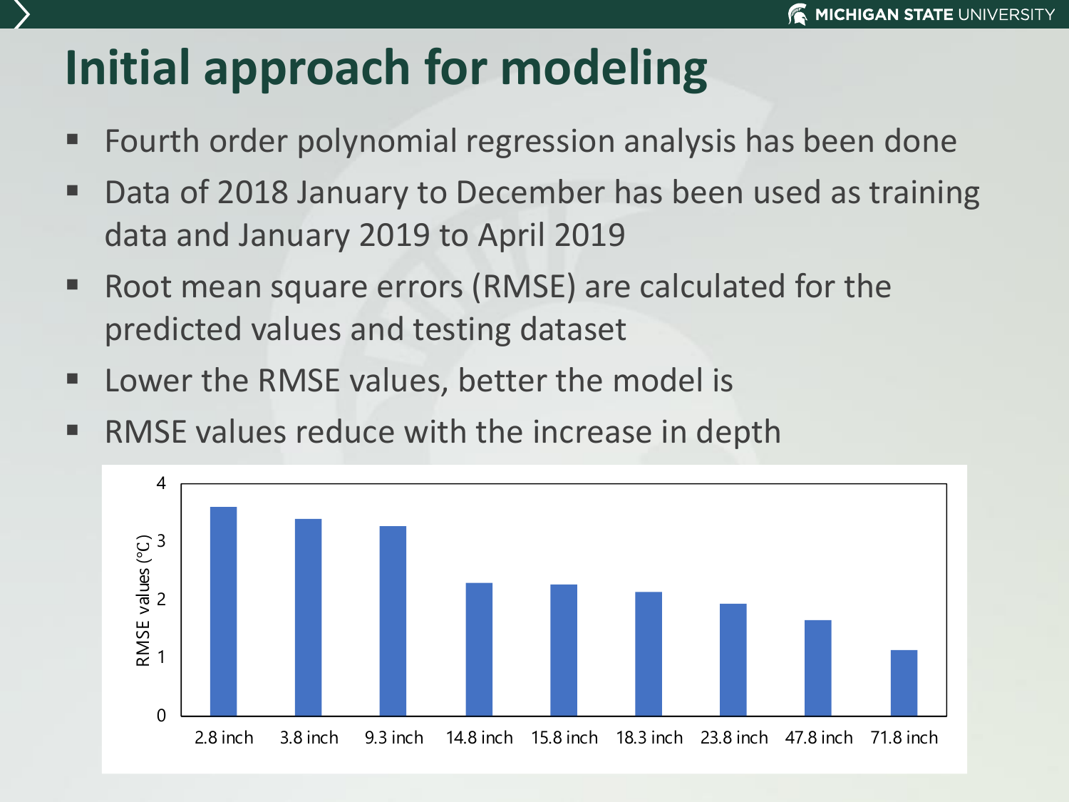# Initial approach for modeling

- Fourth order polynomial regression analysis has been done
- Data of 2018 January to December has been used as training data and January 2019 to April 2019
- Root mean square errors (RMSE) are calculated for the predicted values and testing dataset
- Lower the RMSE values, better the model is
- RMSE values reduce with the increase in depth

RMSE values (°C)

2.8 inch, 3.8 inch, 9.3 inch, 14.8 inch, 15.8 inch, 18.3 inch, 23.8 inch, 47.8 inch, 71.8 inch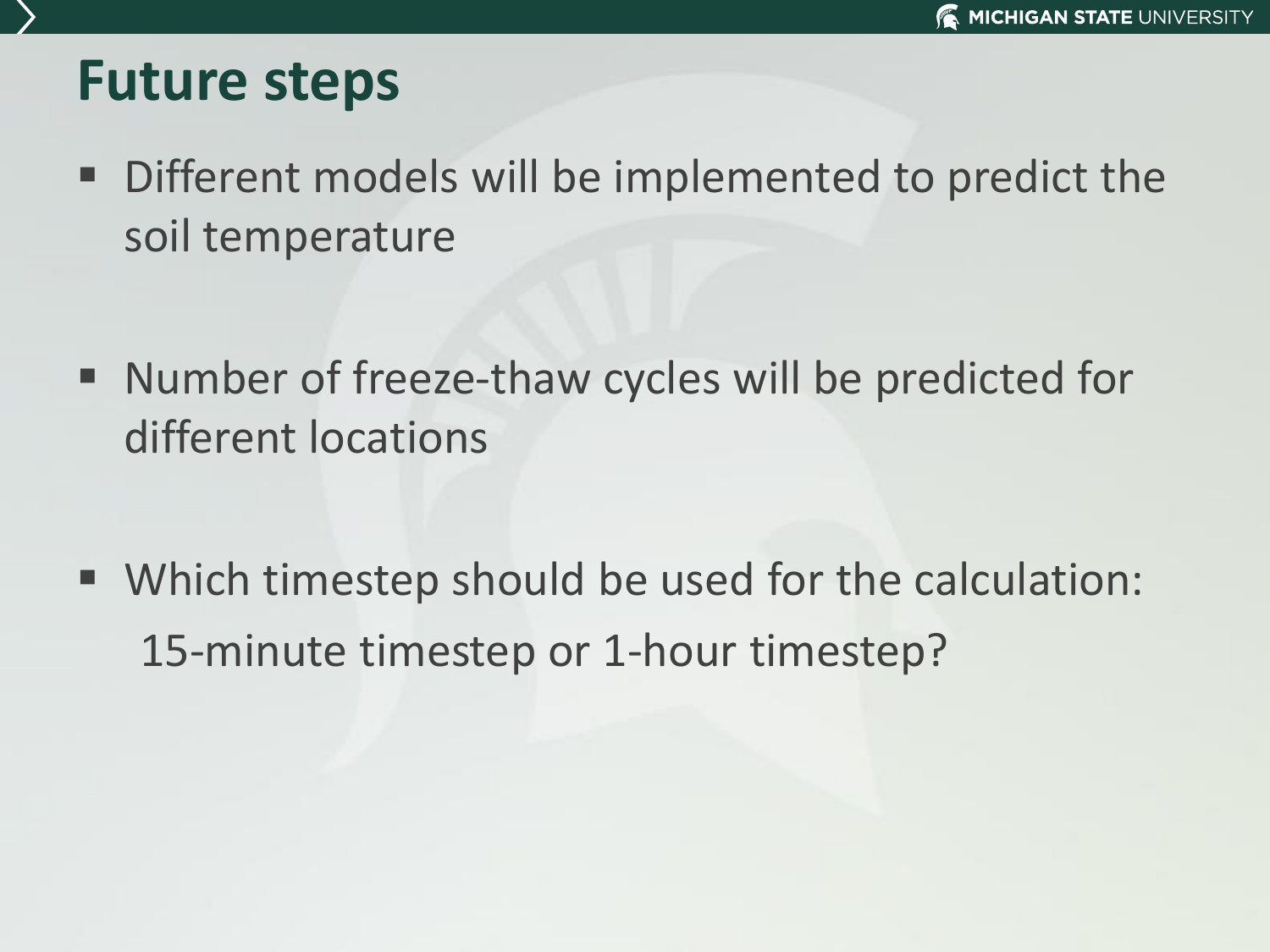# Future steps

- Different models will be implemented to predict the soil temperature

- Number of freeze-thaw cycles will be predicted for different locations

- Which timestep should be used for the calculation: 15-minute timestep or 1-hour timestep?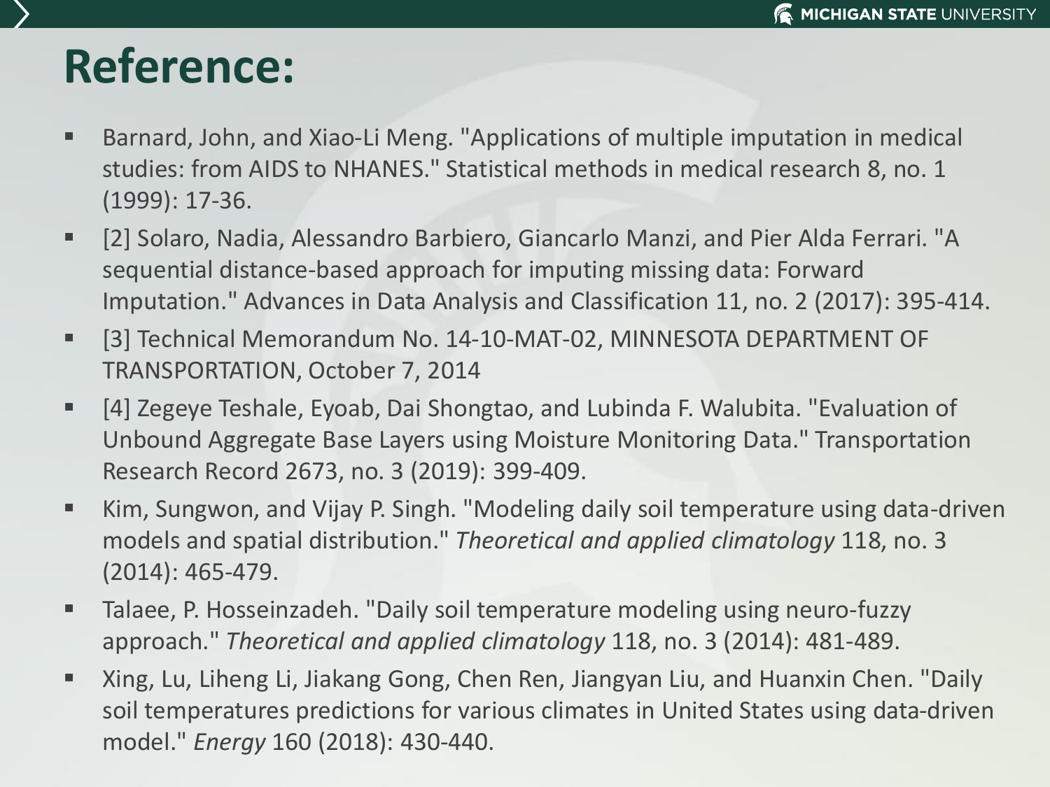# Reference:

- Barnard, John, and Xiao-Li Meng. "Applications of multiple imputation in medical studies: from AIDS to NHANES." Statistical methods in medical research 8, no. 1 (1999): 17-36.
- [2] Solaro, Nadia, Alessandro Barbiero, Giancarlo Manzi, and Pier Alda Ferrari. "A sequential distance-based approach for imputing missing data: Forward Imputation." Advances in Data Analysis and Classification 11, no. 2 (2017): 395-414.
- [3] Technical Memorandum No. 14-10-MAT-02, MINNESOTA DEPARTMENT OF TRANSPORTATION, October 7, 2014
- [4] Zegeye Teshale, Eyoab, Dai Shongtao, and Lubinda F. Walubita. "Evaluation of Unbound Aggregate Base Layers using Moisture Monitoring Data." Transportation Research Record 2673, no. 3 (2019): 399-409.
- Kim, Sungwon, and Vijay P. Singh. "Modeling daily soil temperature using data-driven models and spatial distribution." *Theoretical and applied climatology* 118, no. 3 (2014): 465-479.
- Talaee, P. Hosseinzadeh. "Daily soil temperature modeling using neuro-fuzzy approach." *Theoretical and applied climatology* 118, no. 3 (2014): 481-489.
- Xing, Lu, Liheng Li, Jiakang Gong, Chen Ren, Jiangyan Liu, and Huanxin Chen. "Daily soil temperatures predictions for various climates in United States using data-driven model." *Energy* 160 (2018): 430-440.